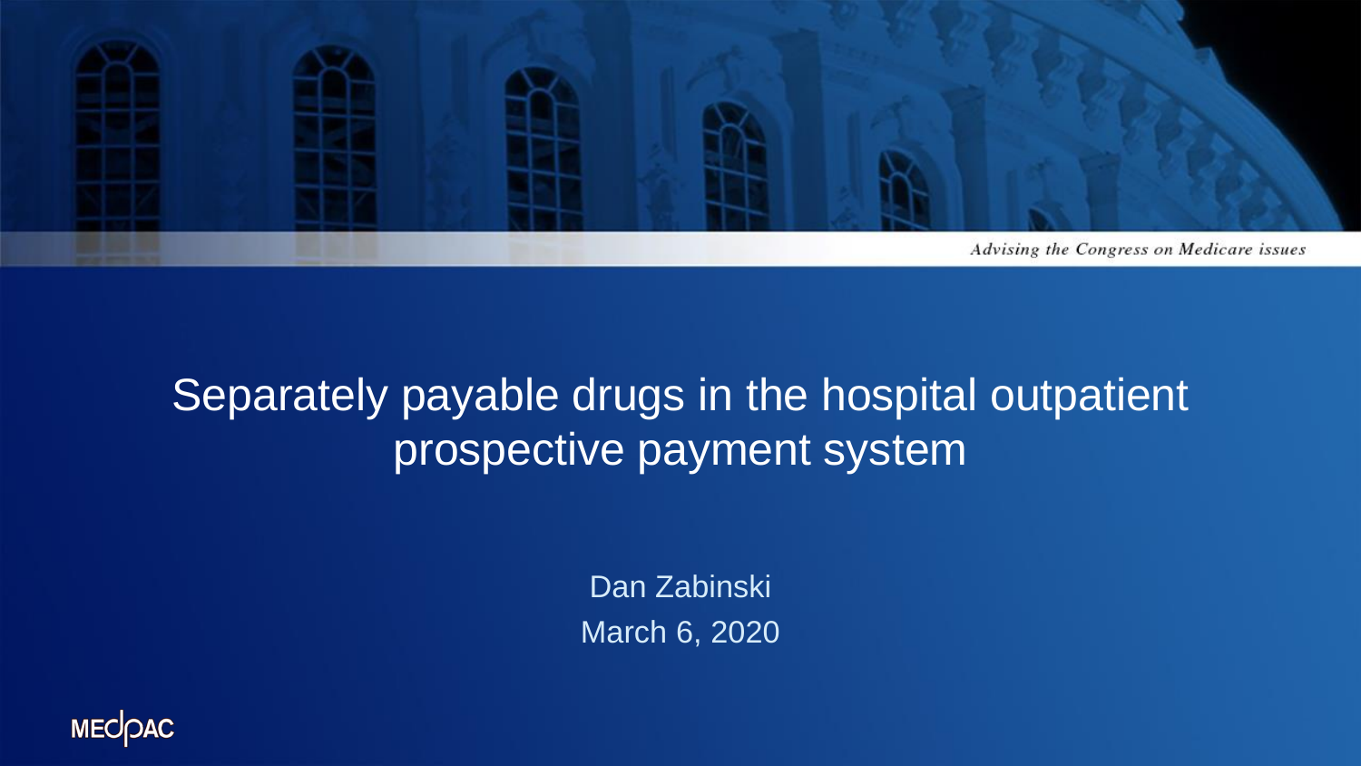*Advising the Congress on Medicare issues*

# Separately payable drugs in the hospital outpatient prospective payment system

Dan Zabinski

March 6, 2020

MEDPAC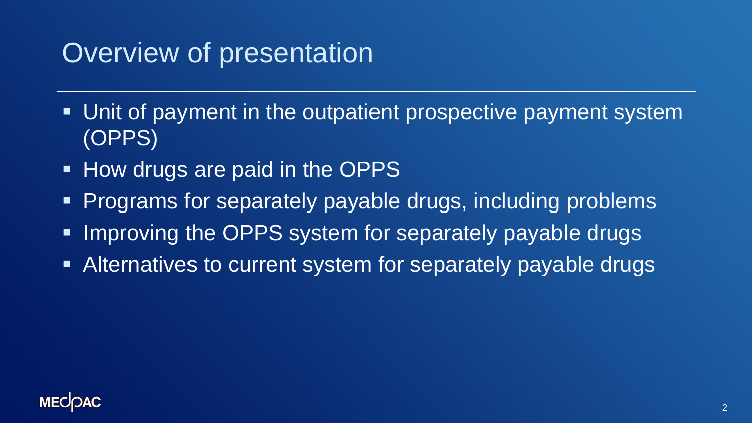# Overview of presentation

- Unit of payment in the outpatient prospective payment system (OPPS)
- How drugs are paid in the OPPS
- Programs for separately payable drugs, including problems
- Improving the OPPS system for separately payable drugs
- Alternatives to current system for separately payable drugs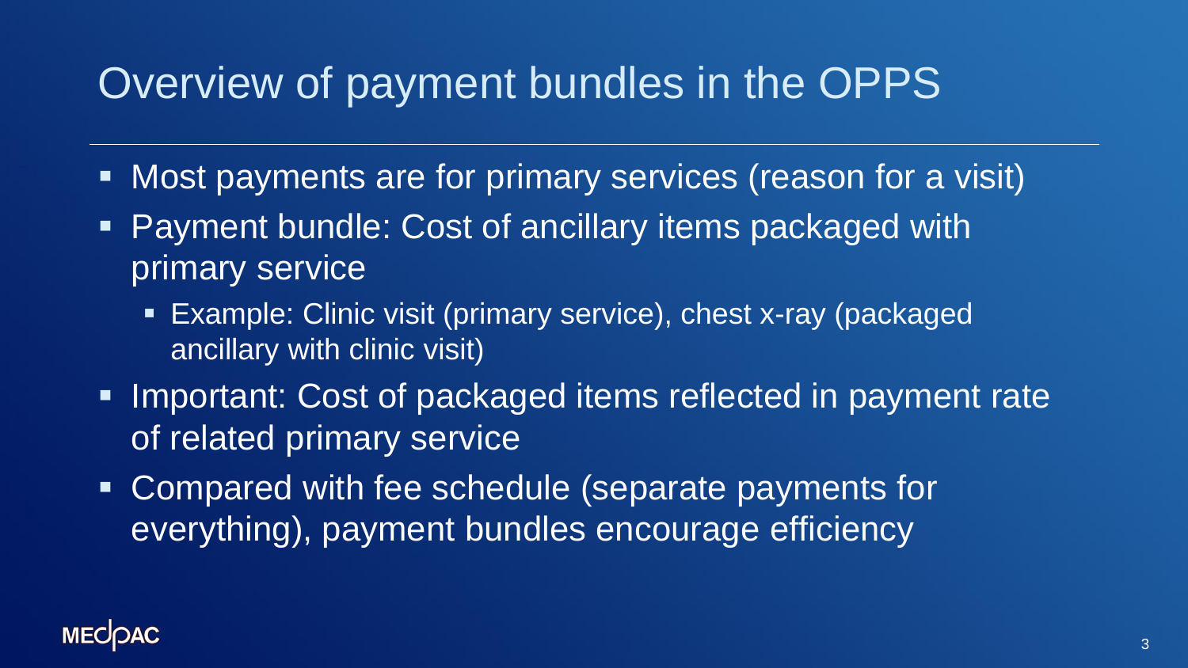# Overview of payment bundles in the OPPS

- Most payments are for primary services (reason for a visit)
- Payment bundle: Cost of ancillary items packaged with primary service
  - Example: Clinic visit (primary service), chest x-ray (packaged ancillary with clinic visit)
- Important: Cost of packaged items reflected in payment rate of related primary service
- Compared with fee schedule (separate payments for everything), payment bundles encourage efficiency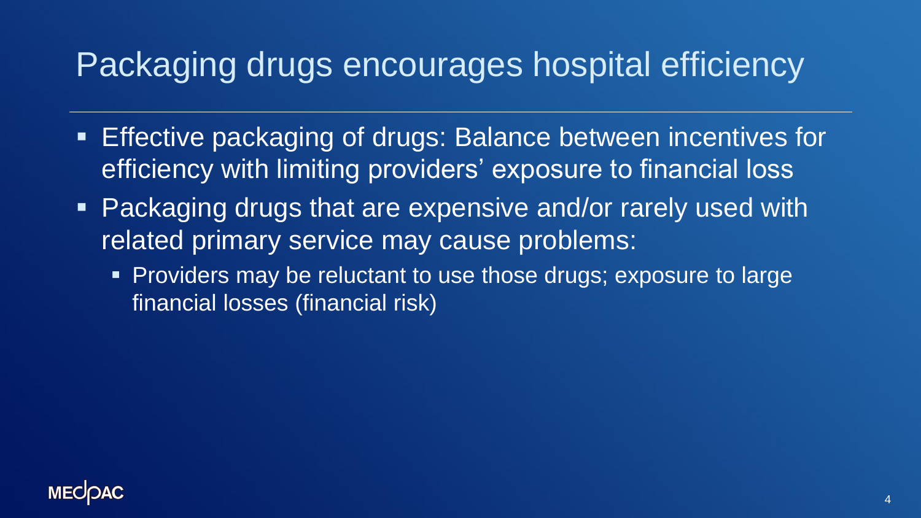# Packaging drugs encourages hospital efficiency

- Effective packaging of drugs: Balance between incentives for efficiency with limiting providers' exposure to financial loss
- Packaging drugs that are expensive and/or rarely used with related primary service may cause problems:
  - Providers may be reluctant to use those drugs; exposure to large financial losses (financial risk)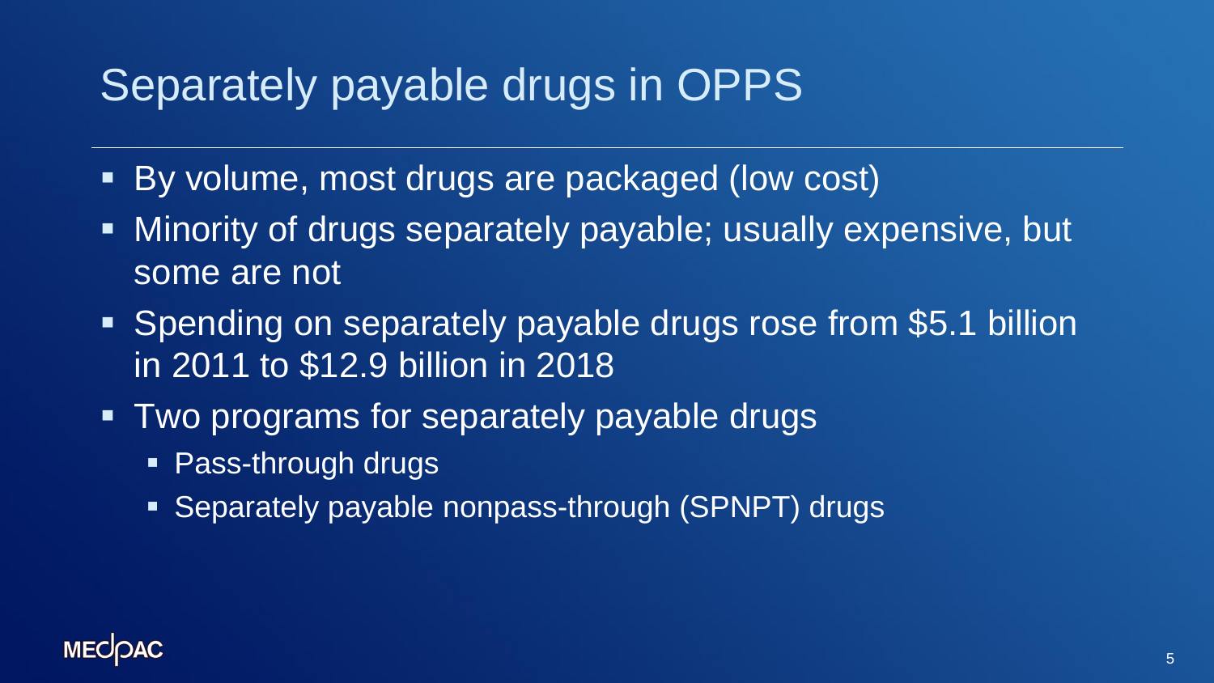# Separately payable drugs in OPPS

- By volume, most drugs are packaged (low cost)
- Minority of drugs separately payable; usually expensive, but some are not
- Spending on separately payable drugs rose from $5.1 billion in 2011 to $12.9 billion in 2018
- Two programs for separately payable drugs
  - Pass-through drugs
  - Separately payable nonpass-through (SPNPT) drugs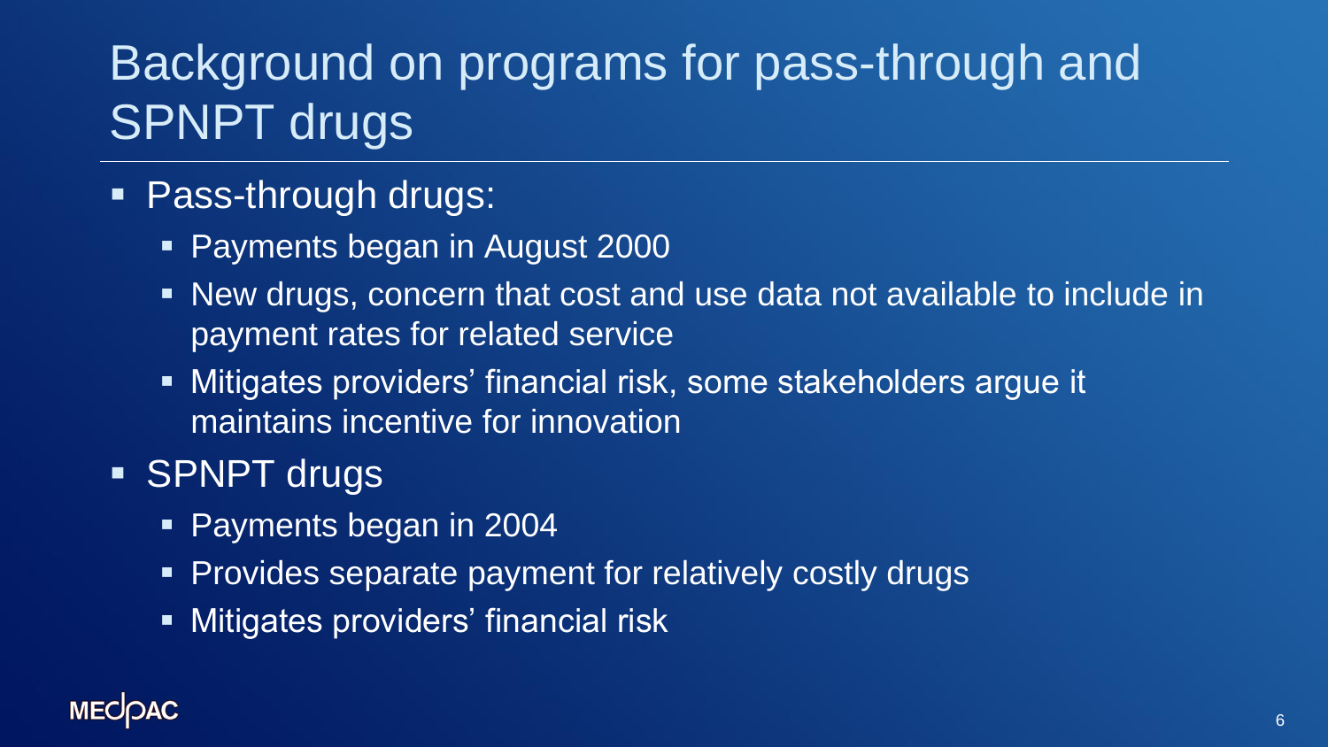# Background on programs for pass-through and SPNPT drugs

- Pass-through drugs:
  - Payments began in August 2000
  - New drugs, concern that cost and use data not available to include in payment rates for related service
  - Mitigates providers' financial risk, some stakeholders argue it maintains incentive for innovation
- SPNPT drugs
  - Payments began in 2004
  - Provides separate payment for relatively costly drugs
  - Mitigates providers' financial risk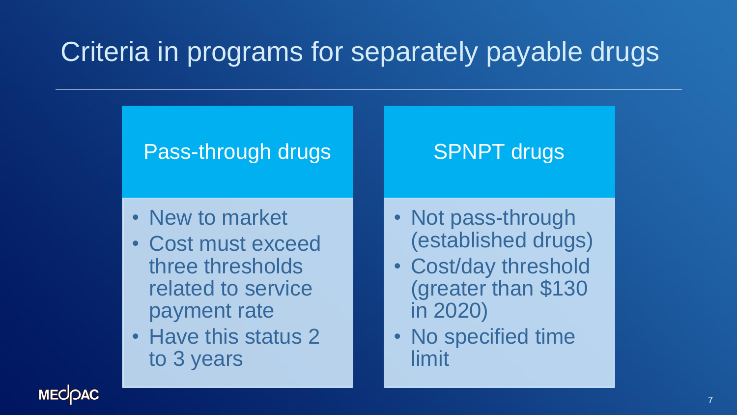# Criteria in programs for separately payable drugs

## Pass-through drugs

- New to market
- Cost must exceed three thresholds related to service payment rate
- Have this status 2 to 3 years

## SPNPT drugs

- Not pass-through (established drugs)
- Cost/day threshold (greater than $130 in 2020)
- No specified time limit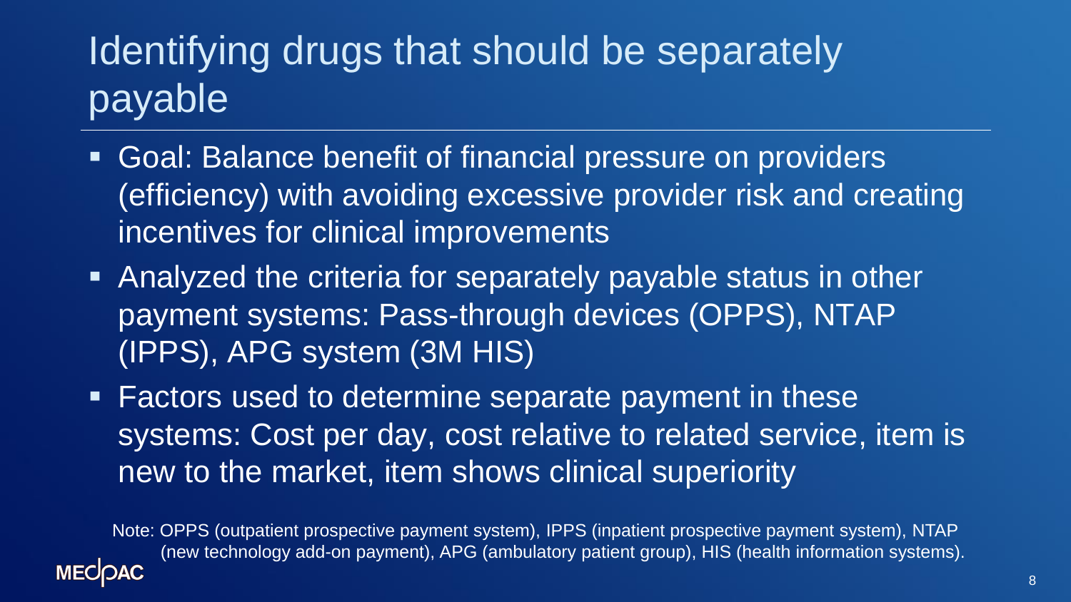# Identifying drugs that should be separately payable

- Goal: Balance benefit of financial pressure on providers (efficiency) with avoiding excessive provider risk and creating incentives for clinical improvements
- Analyzed the criteria for separately payable status in other payment systems: Pass-through devices (OPPS), NTAP (IPPS), APG system (3M HIS)
- Factors used to determine separate payment in these systems: Cost per day, cost relative to related service, item is new to the market, item shows clinical superiority

Note: OPPS (outpatient prospective payment system), IPPS (inpatient prospective payment system), NTAP (new technology add-on payment), APG (ambulatory patient group), HIS (health information systems).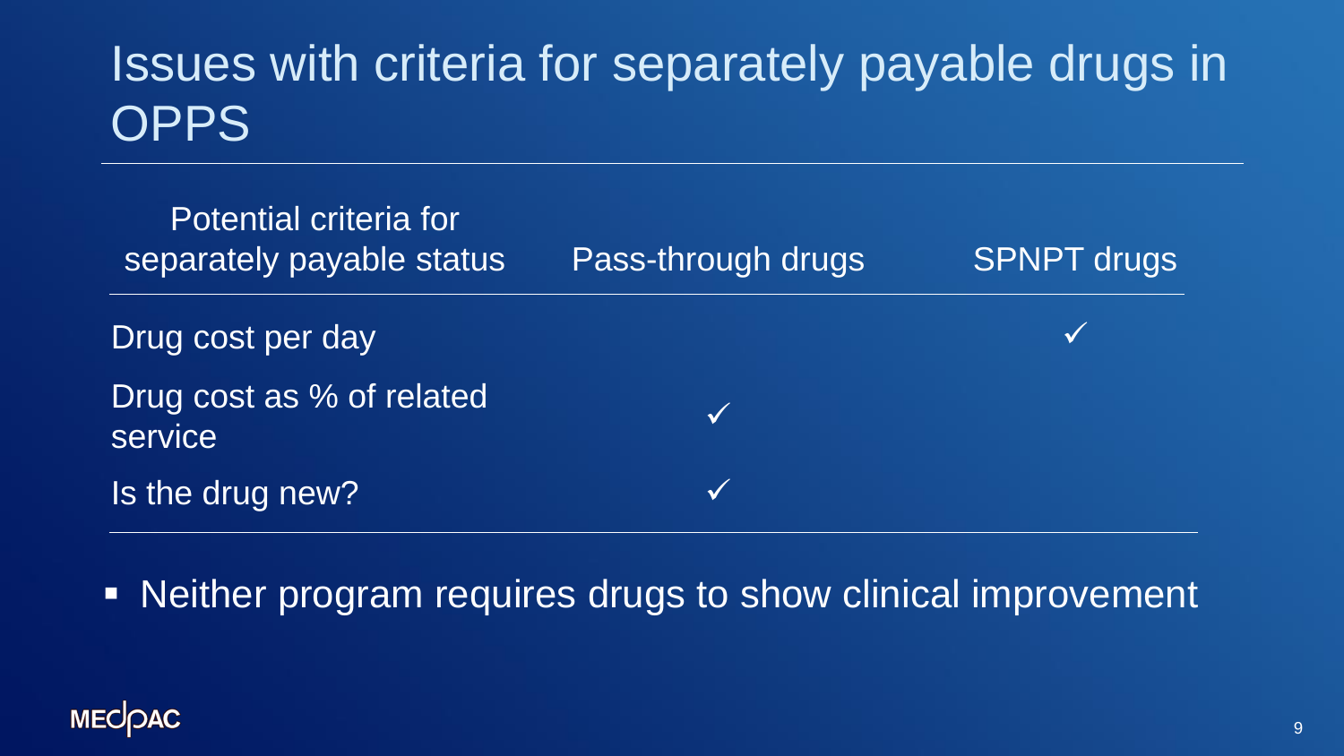# Issues with criteria for separately payable drugs in OPPS

| Potential criteria for separately payable status | Pass-through drugs | SPNPT drugs |
|---|---|---|
| Drug cost per day | | ✓ |
| Drug cost as % of related service | ✓ | |
| Is the drug new? | ✓ | |

- Neither program requires drugs to show clinical improvement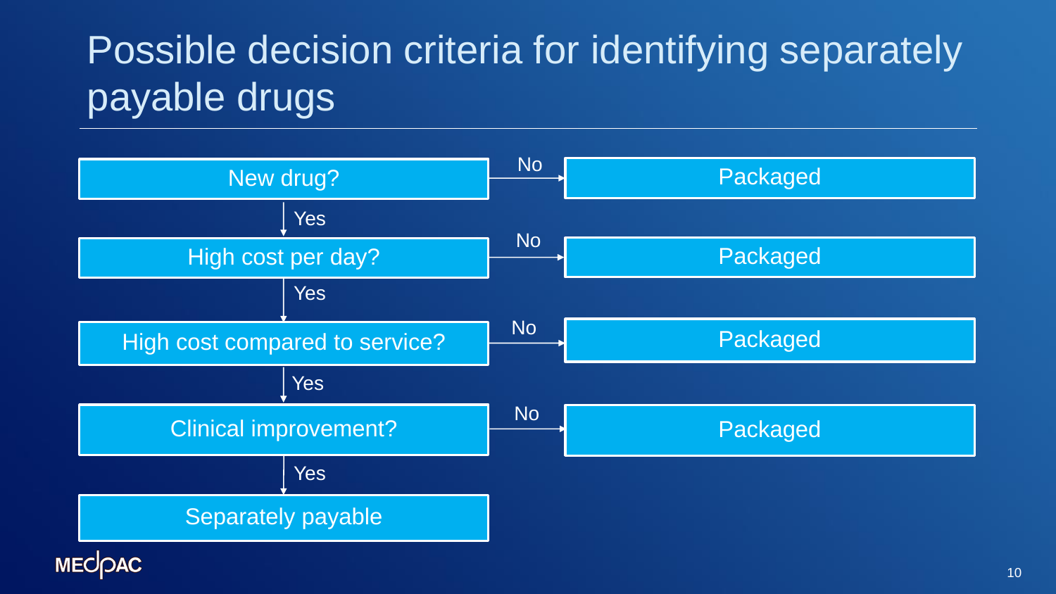# Possible decision criteria for identifying separately payable drugs

- **New drug?**
  - No → Packaged
  - Yes → **High cost per day?**
    - No → Packaged
    - Yes → **High cost compared to service?**
      - No → Packaged
      - Yes → **Clinical improvement?**
        - No → Packaged
        - Yes → **Separately payable**

MEDPAC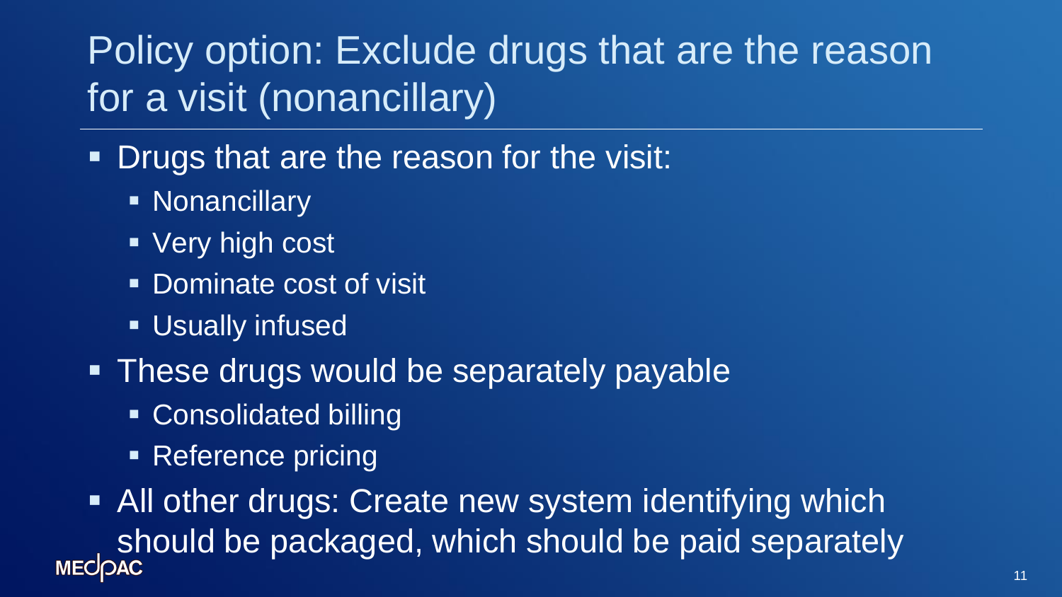# Policy option: Exclude drugs that are the reason for a visit (nonancillary)

- Drugs that are the reason for the visit:
  - Nonancillary
  - Very high cost
  - Dominate cost of visit
  - Usually infused
- These drugs would be separately payable
  - Consolidated billing
  - Reference pricing
- All other drugs: Create new system identifying which should be packaged, which should be paid separately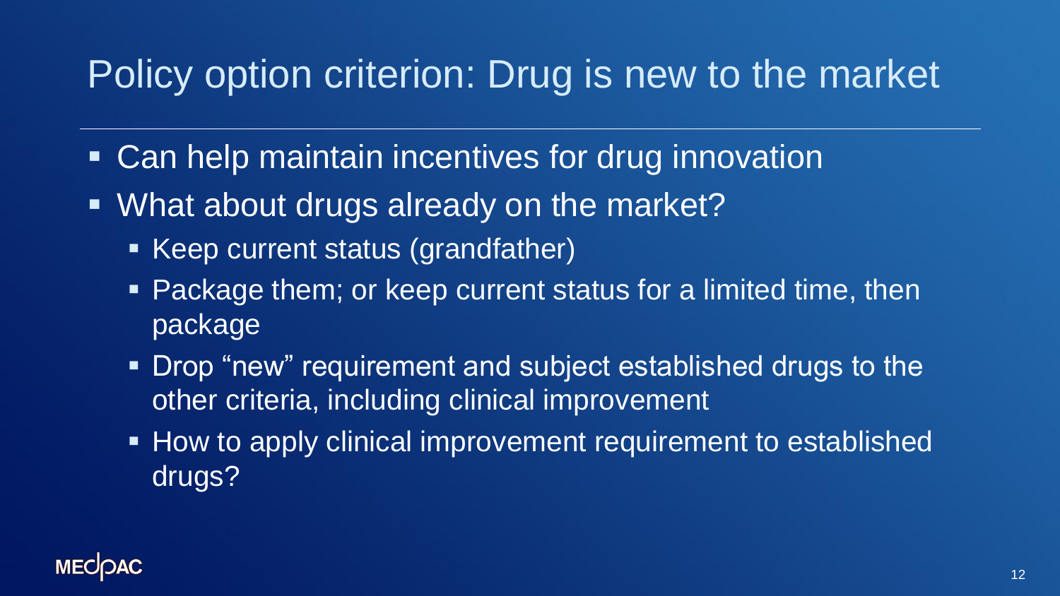# Policy option criterion: Drug is new to the market

- Can help maintain incentives for drug innovation
- What about drugs already on the market?
  - Keep current status (grandfather)
  - Package them; or keep current status for a limited time, then package
  - Drop "new" requirement and subject established drugs to the other criteria, including clinical improvement
  - How to apply clinical improvement requirement to established drugs?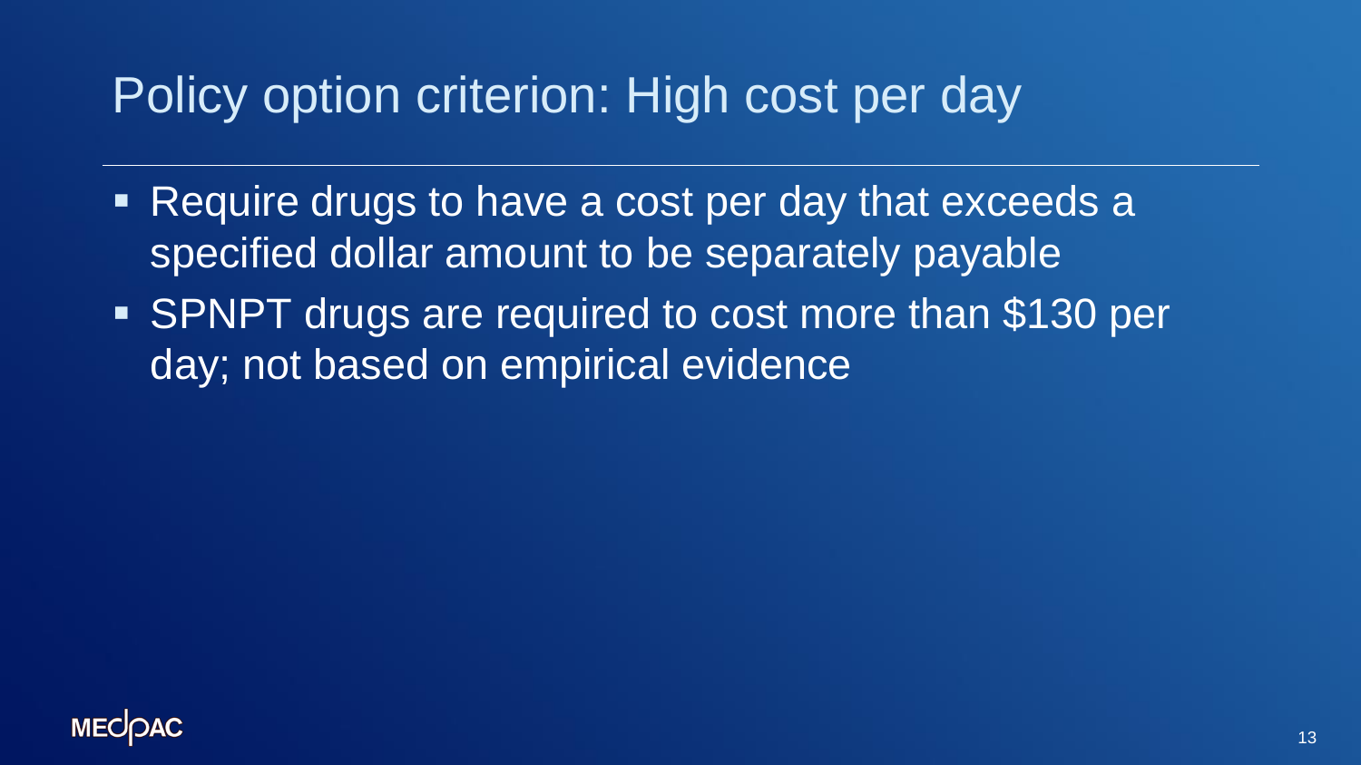# Policy option criterion: High cost per day

- Require drugs to have a cost per day that exceeds a specified dollar amount to be separately payable
- SPNPT drugs are required to cost more than $130 per day; not based on empirical evidence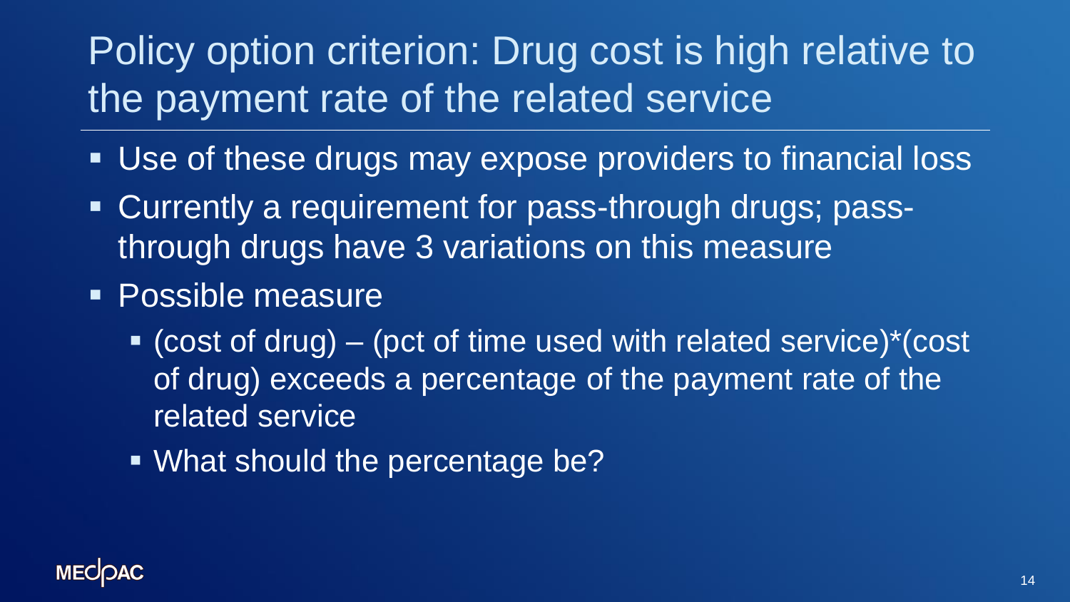# Policy option criterion: Drug cost is high relative to the payment rate of the related service

- Use of these drugs may expose providers to financial loss
- Currently a requirement for pass-through drugs; pass-through drugs have 3 variations on this measure
- Possible measure
  - (cost of drug) – (pct of time used with related service)*(cost of drug) exceeds a percentage of the payment rate of the related service
  - What should the percentage be?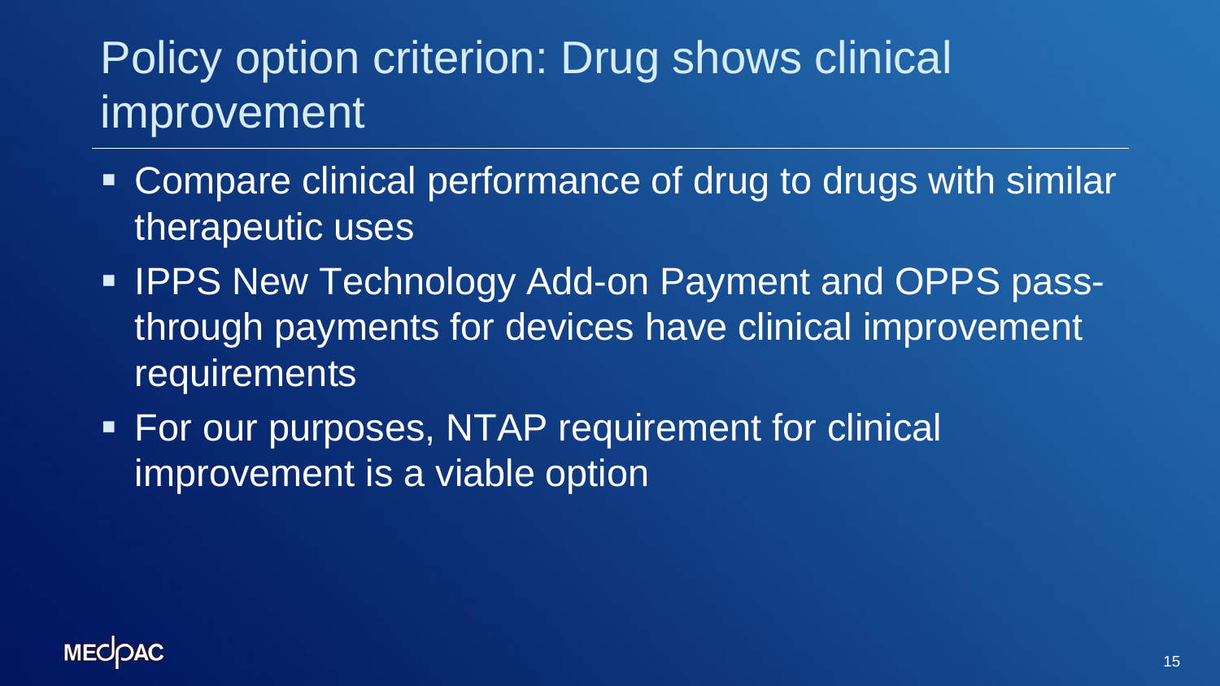# Policy option criterion: Drug shows clinical improvement

- Compare clinical performance of drug to drugs with similar therapeutic uses
- IPPS New Technology Add-on Payment and OPPS pass-through payments for devices have clinical improvement requirements
- For our purposes, NTAP requirement for clinical improvement is a viable option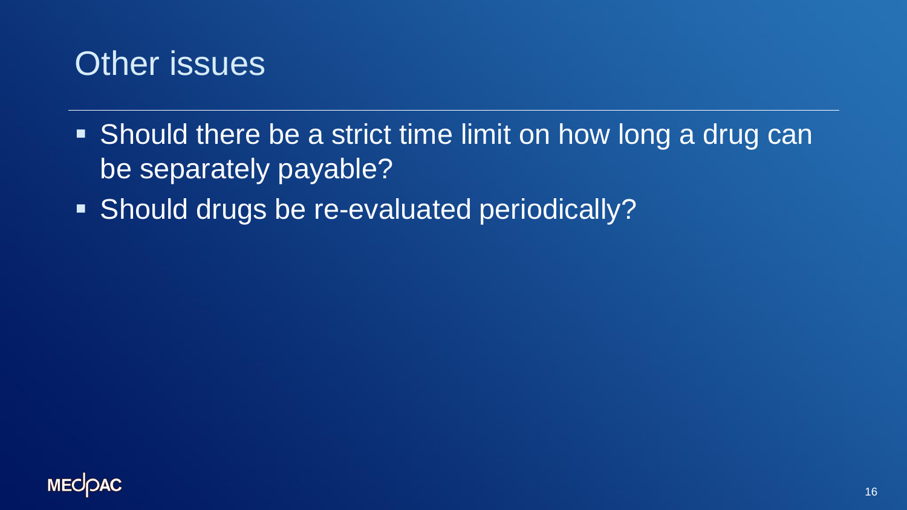# Other issues

- Should there be a strict time limit on how long a drug can be separately payable?
- Should drugs be re-evaluated periodically?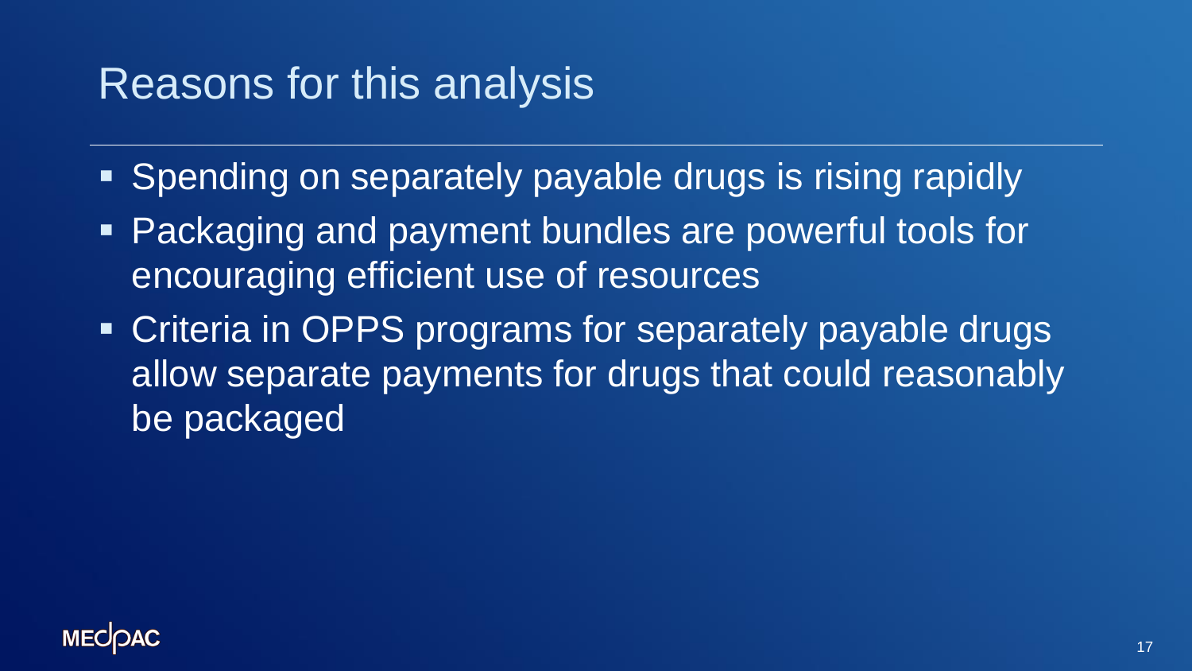# Reasons for this analysis

- Spending on separately payable drugs is rising rapidly
- Packaging and payment bundles are powerful tools for encouraging efficient use of resources
- Criteria in OPPS programs for separately payable drugs allow separate payments for drugs that could reasonably be packaged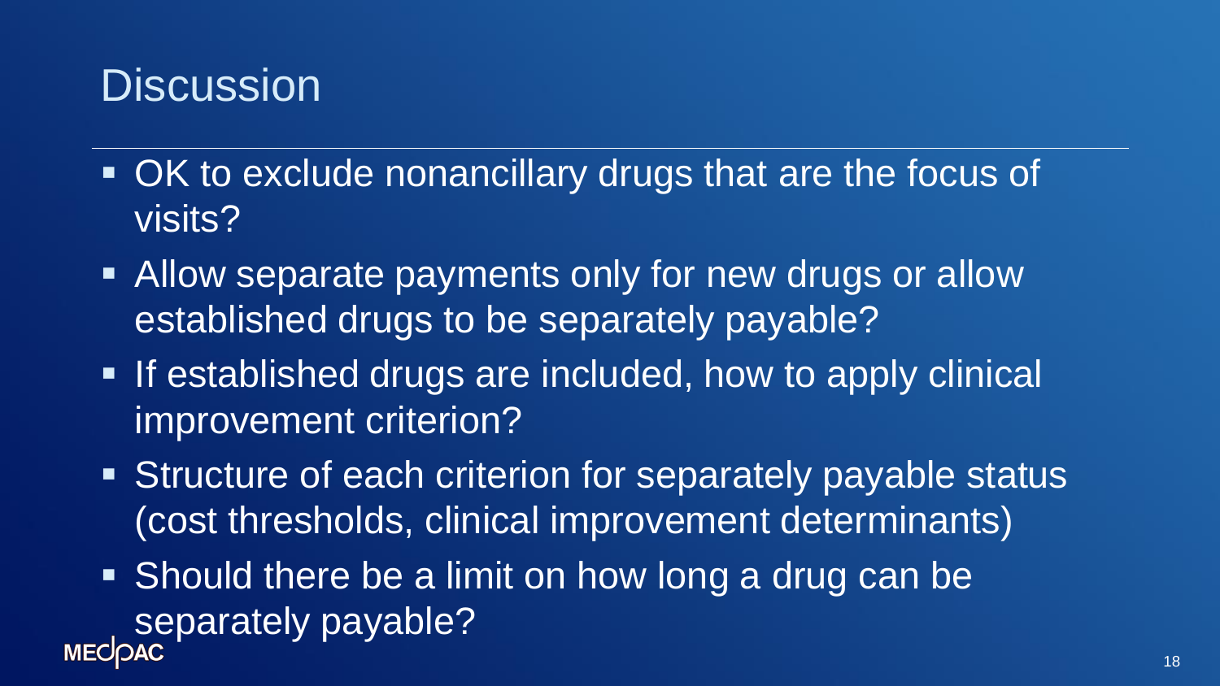# Discussion

- OK to exclude nonancillary drugs that are the focus of visits?
- Allow separate payments only for new drugs or allow established drugs to be separately payable?
- If established drugs are included, how to apply clinical improvement criterion?
- Structure of each criterion for separately payable status (cost thresholds, clinical improvement determinants)
- Should there be a limit on how long a drug can be separately payable?